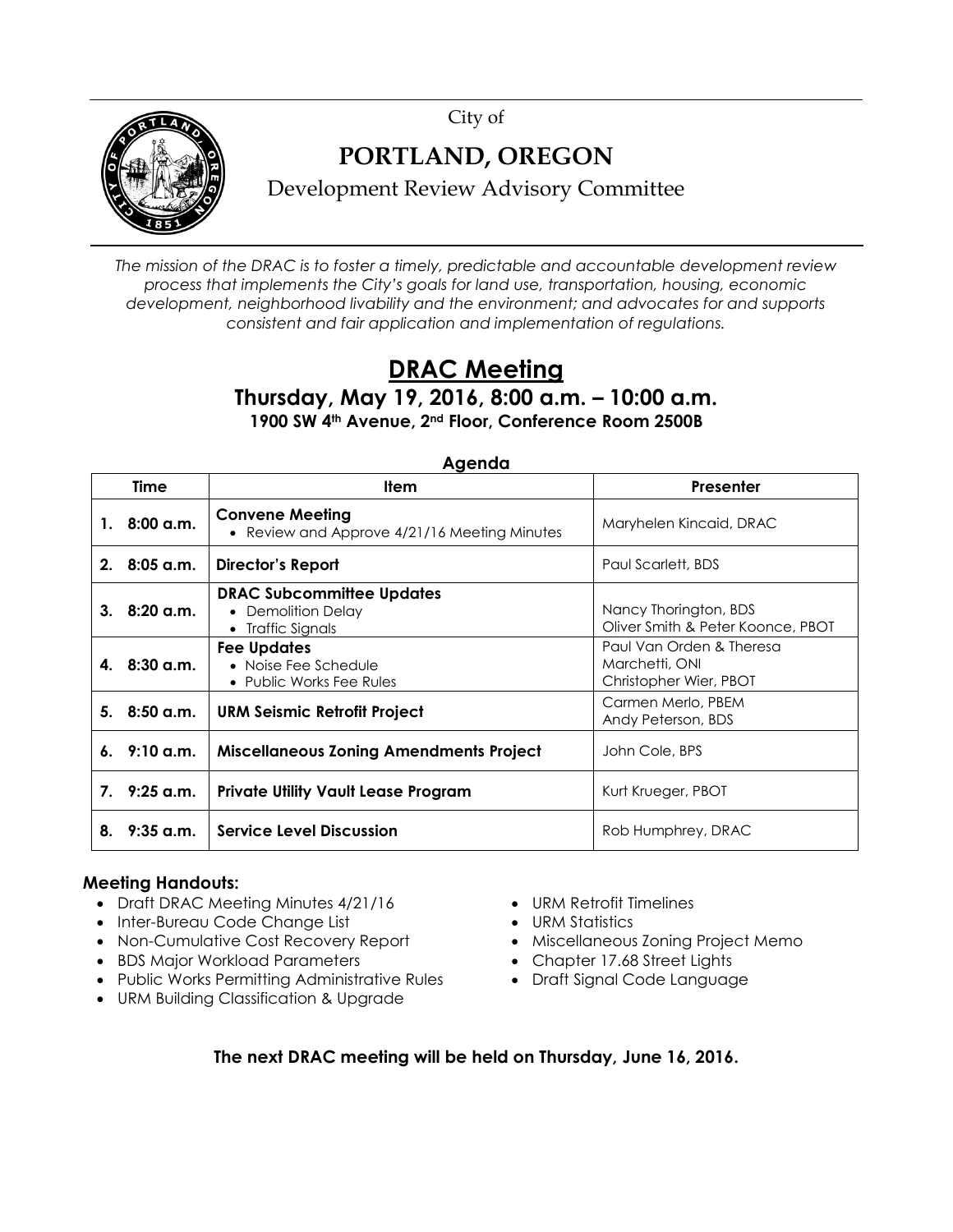City of

# PORTLAND, OREGON

Development Review Advisory Committee

*The mission of the DRAC is to foster a timely, predictable and accountable development review process that implements the City's goals for land use, transportation, housing, economic development, neighborhood livability and the environment; and advocates for and supports consistent and fair application and implementation of regulations.*

## DRAC Meeting

### Thursday, May 19, 2016, 8:00 a.m. – 10:00 a.m.

**1900 SW 4th Avenue, 2nd Floor, Conference Room 2500B**

**Agenda**

| Time | Item | Presenter |
|---|---|---|
| 1. 8:00 a.m. | **Convene Meeting**<br>• Review and Approve 4/21/16 Meeting Minutes | Maryhelen Kincaid, DRAC |
| 2. 8:05 a.m. | **Director's Report** | Paul Scarlett, BDS |
| 3. 8:20 a.m. | **DRAC Subcommittee Updates**<br>• Demolition Delay<br>• Traffic Signals | Nancy Thorington, BDS<br>Oliver Smith & Peter Koonce, PBOT |
| 4. 8:30 a.m. | **Fee Updates**<br>• Noise Fee Schedule<br>• Public Works Fee Rules | Paul Van Orden & Theresa Marchetti, ONI<br>Christopher Wier, PBOT |
| 5. 8:50 a.m. | **URM Seismic Retrofit Project** | Carmen Merlo, PBEM<br>Andy Peterson, BDS |
| 6. 9:10 a.m. | **Miscellaneous Zoning Amendments Project** | John Cole, BPS |
| 7. 9:25 a.m. | **Private Utility Vault Lease Program** | Kurt Krueger, PBOT |
| 8. 9:35 a.m. | **Service Level Discussion** | Rob Humphrey, DRAC |

### Meeting Handouts:

- Draft DRAC Meeting Minutes 4/21/16
- Inter-Bureau Code Change List
- Non-Cumulative Cost Recovery Report
- BDS Major Workload Parameters
- Public Works Permitting Administrative Rules
- URM Building Classification & Upgrade
- URM Retrofit Timelines
- URM Statistics
- Miscellaneous Zoning Project Memo
- Chapter 17.68 Street Lights
- Draft Signal Code Language

**The next DRAC meeting will be held on Thursday, June 16, 2016.**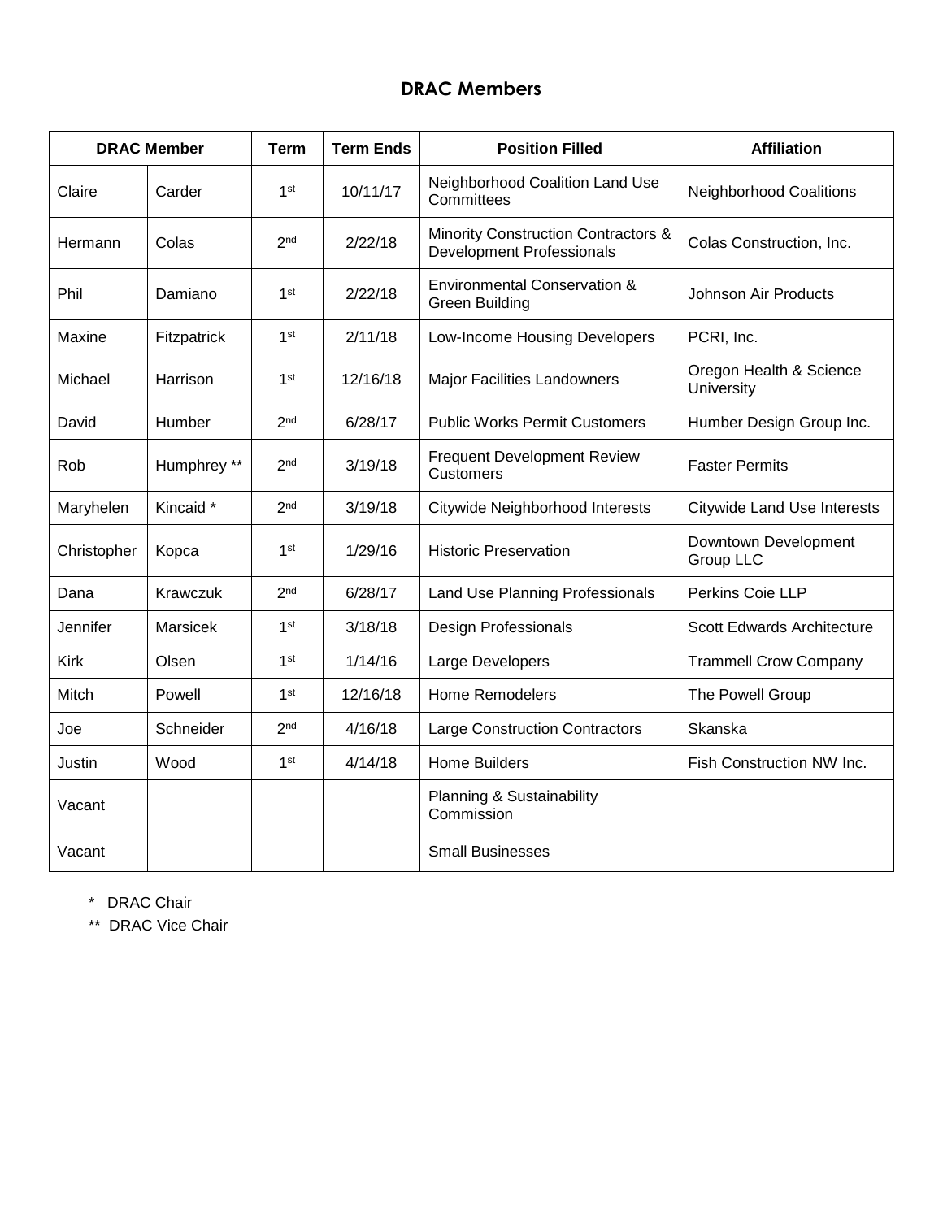## DRAC Members

| DRAC Member | | Term | Term Ends | Position Filled | Affiliation |
|---|---|---|---|---|---|
| Claire | Carder | 1st | 10/11/17 | Neighborhood Coalition Land Use Committees | Neighborhood Coalitions |
| Hermann | Colas | 2nd | 2/22/18 | Minority Construction Contractors & Development Professionals | Colas Construction, Inc. |
| Phil | Damiano | 1st | 2/22/18 | Environmental Conservation & Green Building | Johnson Air Products |
| Maxine | Fitzpatrick | 1st | 2/11/18 | Low-Income Housing Developers | PCRI, Inc. |
| Michael | Harrison | 1st | 12/16/18 | Major Facilities Landowners | Oregon Health & Science University |
| David | Humber | 2nd | 6/28/17 | Public Works Permit Customers | Humber Design Group Inc. |
| Rob | Humphrey ** | 2nd | 3/19/18 | Frequent Development Review Customers | Faster Permits |
| Maryhelen | Kincaid * | 2nd | 3/19/18 | Citywide Neighborhood Interests | Citywide Land Use Interests |
| Christopher | Kopca | 1st | 1/29/16 | Historic Preservation | Downtown Development Group LLC |
| Dana | Krawczuk | 2nd | 6/28/17 | Land Use Planning Professionals | Perkins Coie LLP |
| Jennifer | Marsicek | 1st | 3/18/18 | Design Professionals | Scott Edwards Architecture |
| Kirk | Olsen | 1st | 1/14/16 | Large Developers | Trammell Crow Company |
| Mitch | Powell | 1st | 12/16/18 | Home Remodelers | The Powell Group |
| Joe | Schneider | 2nd | 4/16/18 | Large Construction Contractors | Skanska |
| Justin | Wood | 1st | 4/14/18 | Home Builders | Fish Construction NW Inc. |
| Vacant | | | | Planning & Sustainability Commission | |
| Vacant | | | | Small Businesses | |

* DRAC Chair

** DRAC Vice Chair